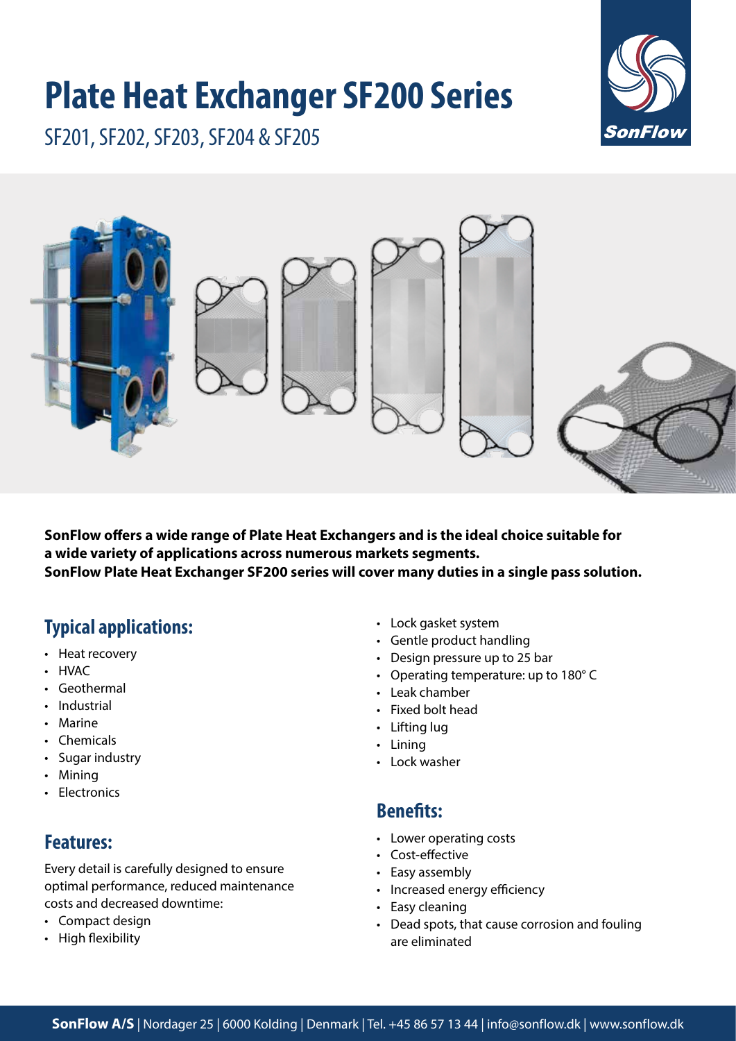# Plate Heat Exchanger SF200 Series

SF201, SF202, SF203, SF204 & SF205

**SonFlow offers a wide range of Plate Heat Exchangers and is the ideal choice suitable for a wide variety of applications across numerous markets segments.
SonFlow Plate Heat Exchanger SF200 series will cover many duties in a single pass solution.**

## Typical applications:

- Heat recovery
- HVAC
- Geothermal
- Industrial
- Marine
- Chemicals
- Sugar industry
- Mining
- Electronics

## Features:

Every detail is carefully designed to ensure optimal performance, reduced maintenance costs and decreased downtime:

- Compact design
- High flexibility
- Lock gasket system
- Gentle product handling
- Design pressure up to 25 bar
- Operating temperature: up to 180° C
- Leak chamber
- Fixed bolt head
- Lifting lug
- Lining
- Lock washer

## Benefits:

- Lower operating costs
- Cost-effective
- Easy assembly
- Increased energy efficiency
- Easy cleaning
- Dead spots, that cause corrosion and fouling are eliminated

**SonFlow A/S** | Nordager 25 | 6000 Kolding | Denmark | Tel. +45 86 57 13 44 | info@sonflow.dk | www.sonflow.dk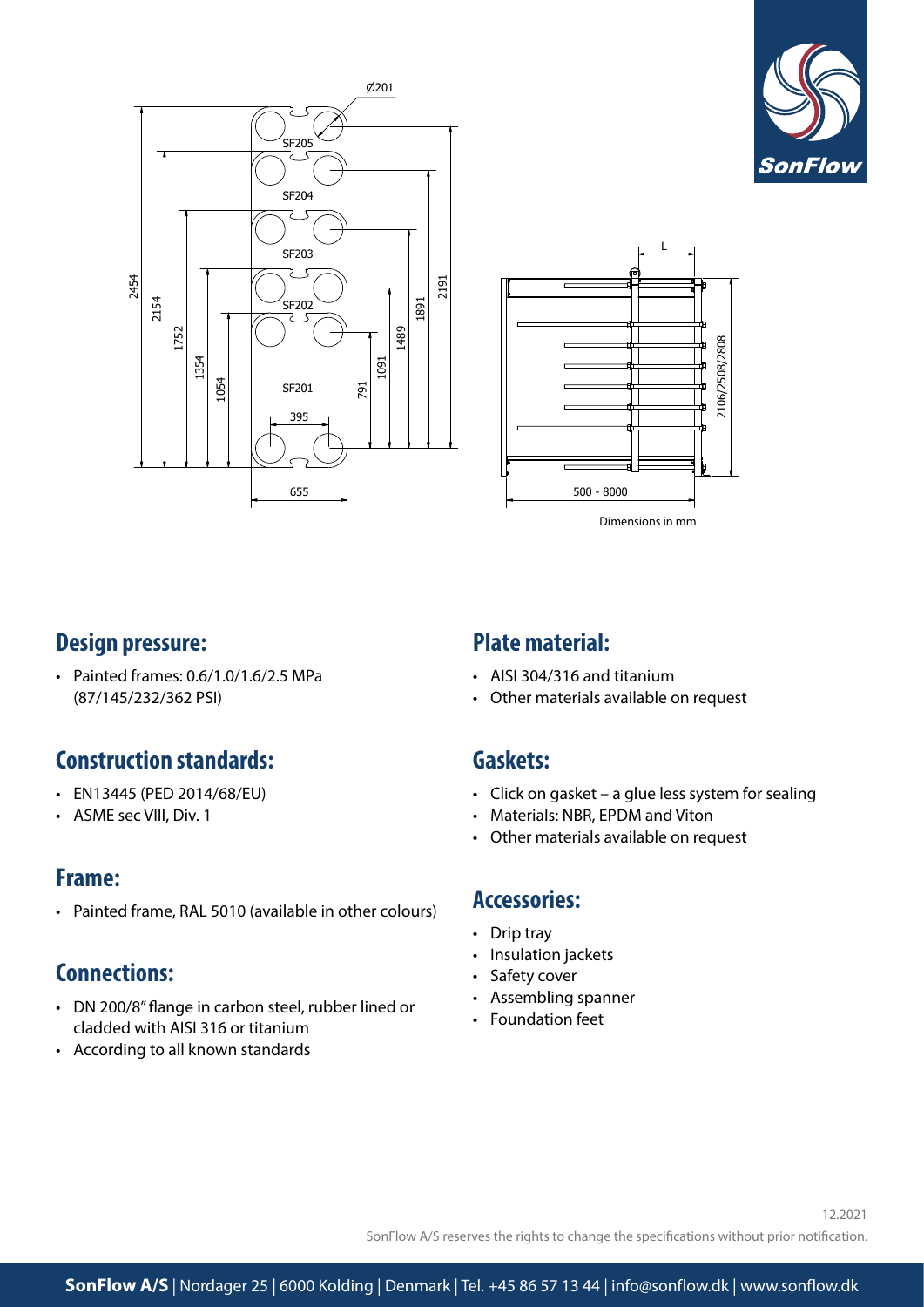Ø201

SF205

SF204

SF203

SF202

SF201

2454

2154

1752

1354

1054

791

1091

1489

1891

2191

395

655

L

2106/2508/2808

500 - 8000

Dimensions in mm

## Design pressure:

- Painted frames: 0.6/1.0/1.6/2.5 MPa (87/145/232/362 PSI)

## Construction standards:

- EN13445 (PED 2014/68/EU)
- ASME sec VIII, Div. 1

## Frame:

- Painted frame, RAL 5010 (available in other colours)

## Connections:

- DN 200/8" flange in carbon steel, rubber lined or cladded with AISI 316 or titanium
- According to all known standards

## Plate material:

- AISI 304/316 and titanium
- Other materials available on request

## Gaskets:

- Click on gasket – a glue less system for sealing
- Materials: NBR, EPDM and Viton
- Other materials available on request

## Accessories:

- Drip tray
- Insulation jackets
- Safety cover
- Assembling spanner
- Foundation feet

12.2021

SonFlow A/S reserves the rights to change the specifications without prior notification.

**SonFlow A/S** | Nordager 25 | 6000 Kolding | Denmark | Tel. +45 86 57 13 44 | info@sonflow.dk | www.sonflow.dk